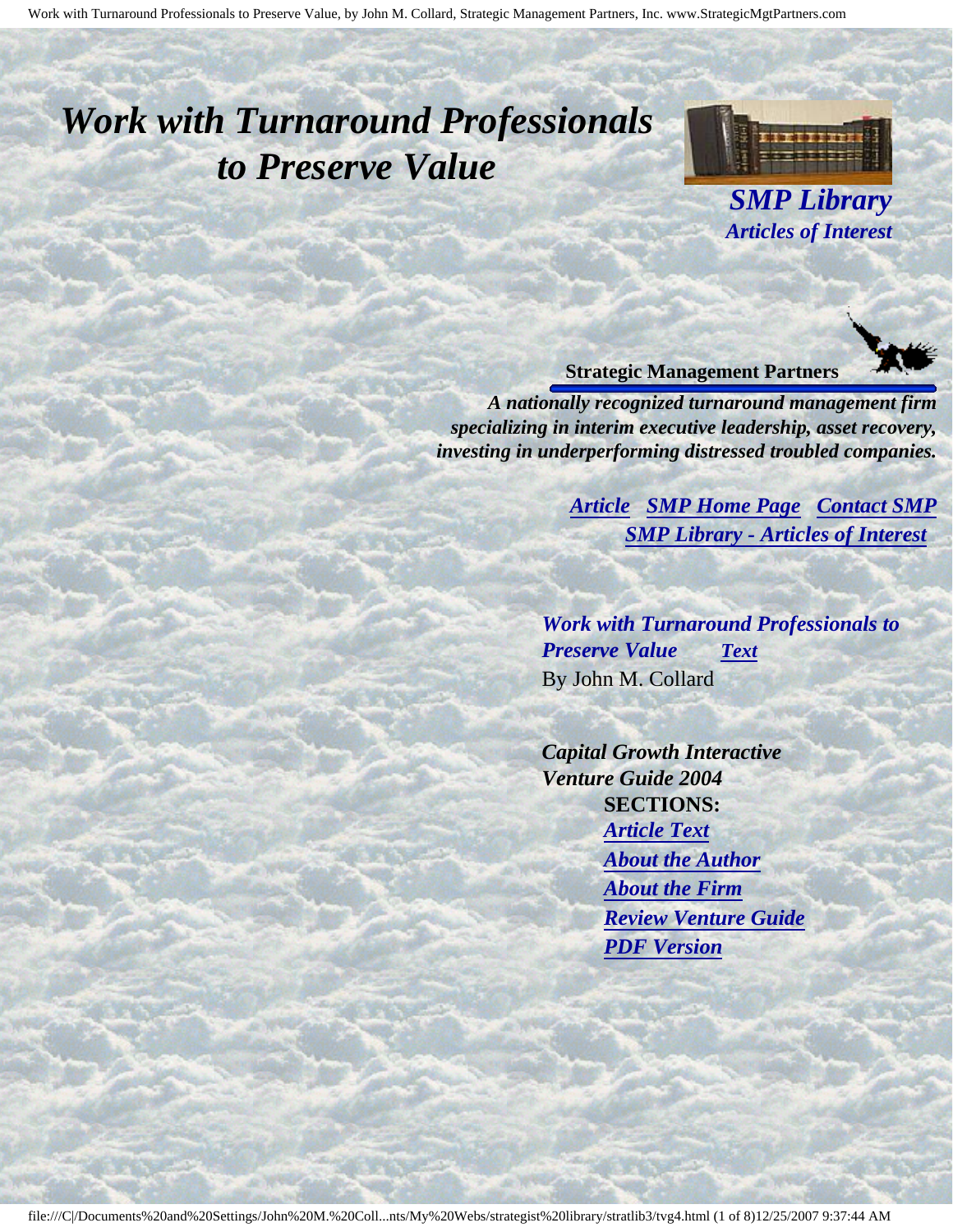# *Work with Turnaround Professionals to Preserve Value*

***SMP Library***
***Articles of Interest***

**Strategic Management Partners**

***A nationally recognized turnaround management firm specializing in interim executive leadership, asset recovery, investing in underperforming distressed troubled companies.***

***Article*** ***SMP Home Page*** ***Contact SMP***
***SMP Library - Articles of Interest***

***Work with Turnaround Professionals to Preserve Value*** ***Text***
By John M. Collard

***Capital Growth Interactive Venture Guide 2004***

**SECTIONS:**

- ***Article Text***
- ***About the Author***
- ***About the Firm***
- ***Review Venture Guide***
- ***PDF Version***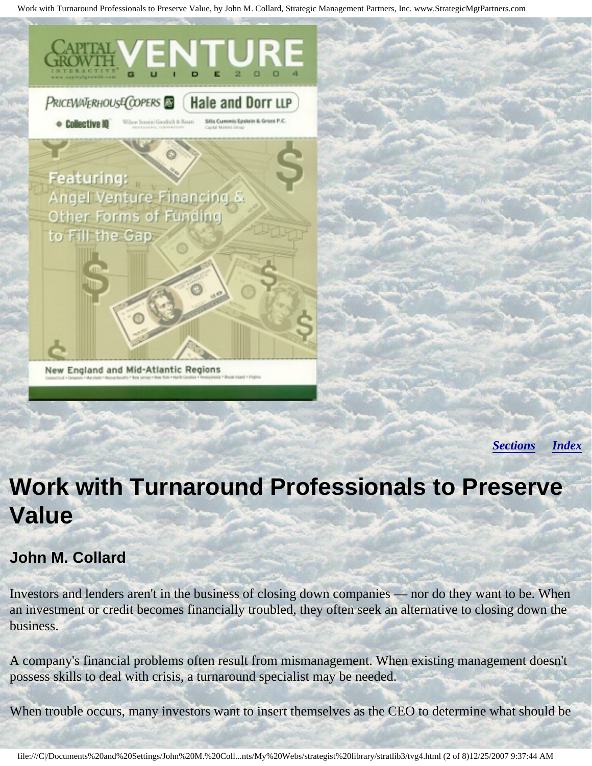*[Sections](#)* *[Index](#)*

# Work with Turnaround Professionals to Preserve Value

## John M. Collard

Investors and lenders aren't in the business of closing down companies — nor do they want to be. When an investment or credit becomes financially troubled, they often seek an alternative to closing down the business.

A company's financial problems often result from mismanagement. When existing management doesn't possess skills to deal with crisis, a turnaround specialist may be needed.

When trouble occurs, many investors want to insert themselves as the CEO to determine what should be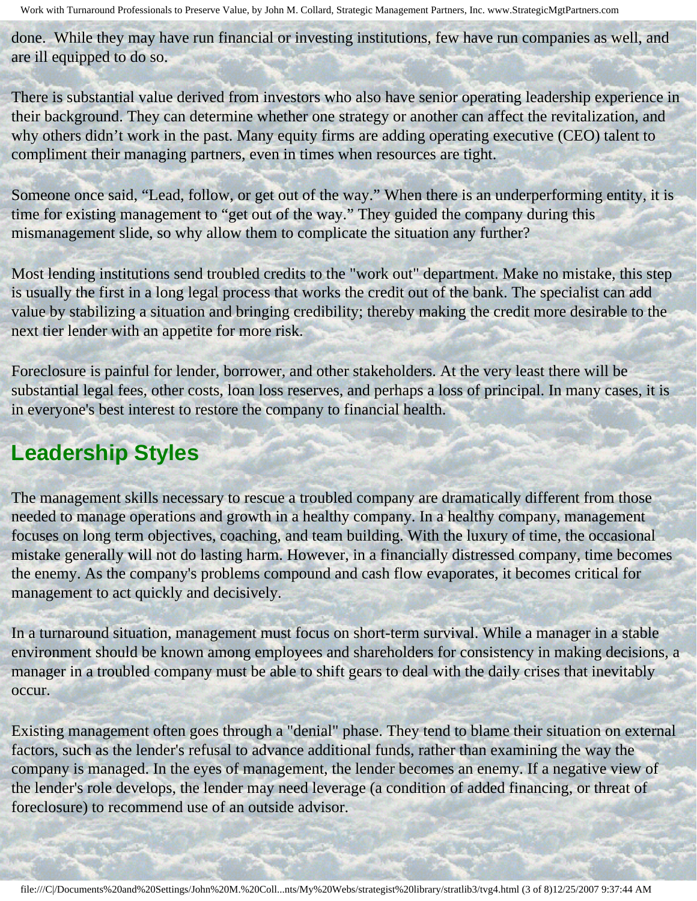done. While they may have run financial or investing institutions, few have run companies as well, and are ill equipped to do so.

There is substantial value derived from investors who also have senior operating leadership experience in their background. They can determine whether one strategy or another can affect the revitalization, and why others didn’t work in the past. Many equity firms are adding operating executive (CEO) talent to compliment their managing partners, even in times when resources are tight.

Someone once said, “Lead, follow, or get out of the way.” When there is an underperforming entity, it is time for existing management to “get out of the way.” They guided the company during this mismanagement slide, so why allow them to complicate the situation any further?

Most lending institutions send troubled credits to the "work out" department. Make no mistake, this step is usually the first in a long legal process that works the credit out of the bank. The specialist can add value by stabilizing a situation and bringing credibility; thereby making the credit more desirable to the next tier lender with an appetite for more risk.

Foreclosure is painful for lender, borrower, and other stakeholders. At the very least there will be substantial legal fees, other costs, loan loss reserves, and perhaps a loss of principal. In many cases, it is in everyone's best interest to restore the company to financial health.

## Leadership Styles

The management skills necessary to rescue a troubled company are dramatically different from those needed to manage operations and growth in a healthy company. In a healthy company, management focuses on long term objectives, coaching, and team building. With the luxury of time, the occasional mistake generally will not do lasting harm. However, in a financially distressed company, time becomes the enemy. As the company's problems compound and cash flow evaporates, it becomes critical for management to act quickly and decisively.

In a turnaround situation, management must focus on short-term survival. While a manager in a stable environment should be known among employees and shareholders for consistency in making decisions, a manager in a troubled company must be able to shift gears to deal with the daily crises that inevitably occur.

Existing management often goes through a "denial" phase. They tend to blame their situation on external factors, such as the lender's refusal to advance additional funds, rather than examining the way the company is managed. In the eyes of management, the lender becomes an enemy. If a negative view of the lender's role develops, the lender may need leverage (a condition of added financing, or threat of foreclosure) to recommend use of an outside advisor.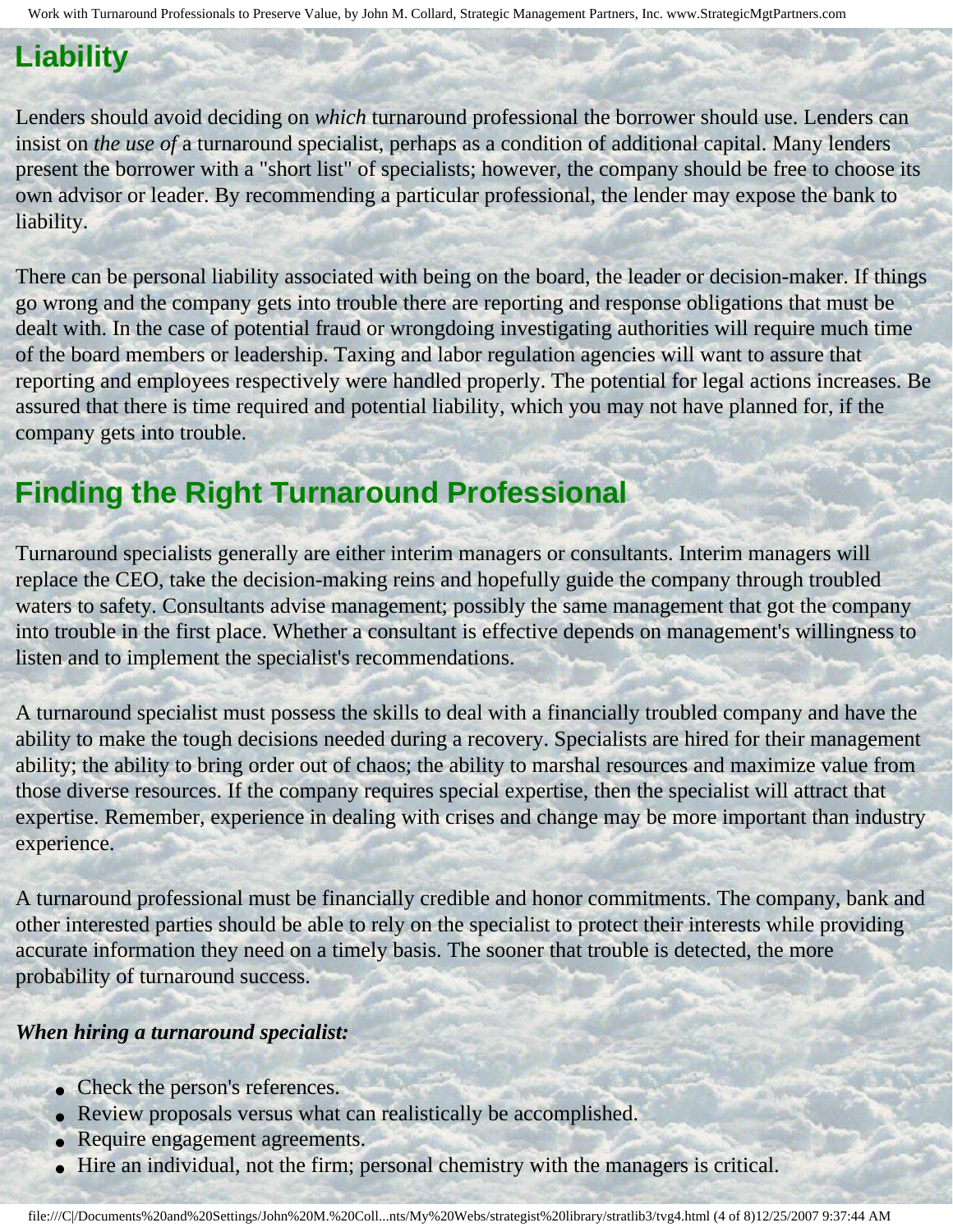## Liability

Lenders should avoid deciding on *which* turnaround professional the borrower should use. Lenders can insist on *the use of* a turnaround specialist, perhaps as a condition of additional capital. Many lenders present the borrower with a "short list" of specialists; however, the company should be free to choose its own advisor or leader. By recommending a particular professional, the lender may expose the bank to liability.

There can be personal liability associated with being on the board, the leader or decision-maker. If things go wrong and the company gets into trouble there are reporting and response obligations that must be dealt with. In the case of potential fraud or wrongdoing investigating authorities will require much time of the board members or leadership. Taxing and labor regulation agencies will want to assure that reporting and employees respectively were handled properly. The potential for legal actions increases. Be assured that there is time required and potential liability, which you may not have planned for, if the company gets into trouble.

## Finding the Right Turnaround Professional

Turnaround specialists generally are either interim managers or consultants. Interim managers will replace the CEO, take the decision-making reins and hopefully guide the company through troubled waters to safety. Consultants advise management; possibly the same management that got the company into trouble in the first place. Whether a consultant is effective depends on management's willingness to listen and to implement the specialist's recommendations.

A turnaround specialist must possess the skills to deal with a financially troubled company and have the ability to make the tough decisions needed during a recovery. Specialists are hired for their management ability; the ability to bring order out of chaos; the ability to marshal resources and maximize value from those diverse resources. If the company requires special expertise, then the specialist will attract that expertise. Remember, experience in dealing with crises and change may be more important than industry experience.

A turnaround professional must be financially credible and honor commitments. The company, bank and other interested parties should be able to rely on the specialist to protect their interests while providing accurate information they need on a timely basis. The sooner that trouble is detected, the more probability of turnaround success.

***When hiring a turnaround specialist:***

- Check the person's references.
- Review proposals versus what can realistically be accomplished.
- Require engagement agreements.
- Hire an individual, not the firm; personal chemistry with the managers is critical.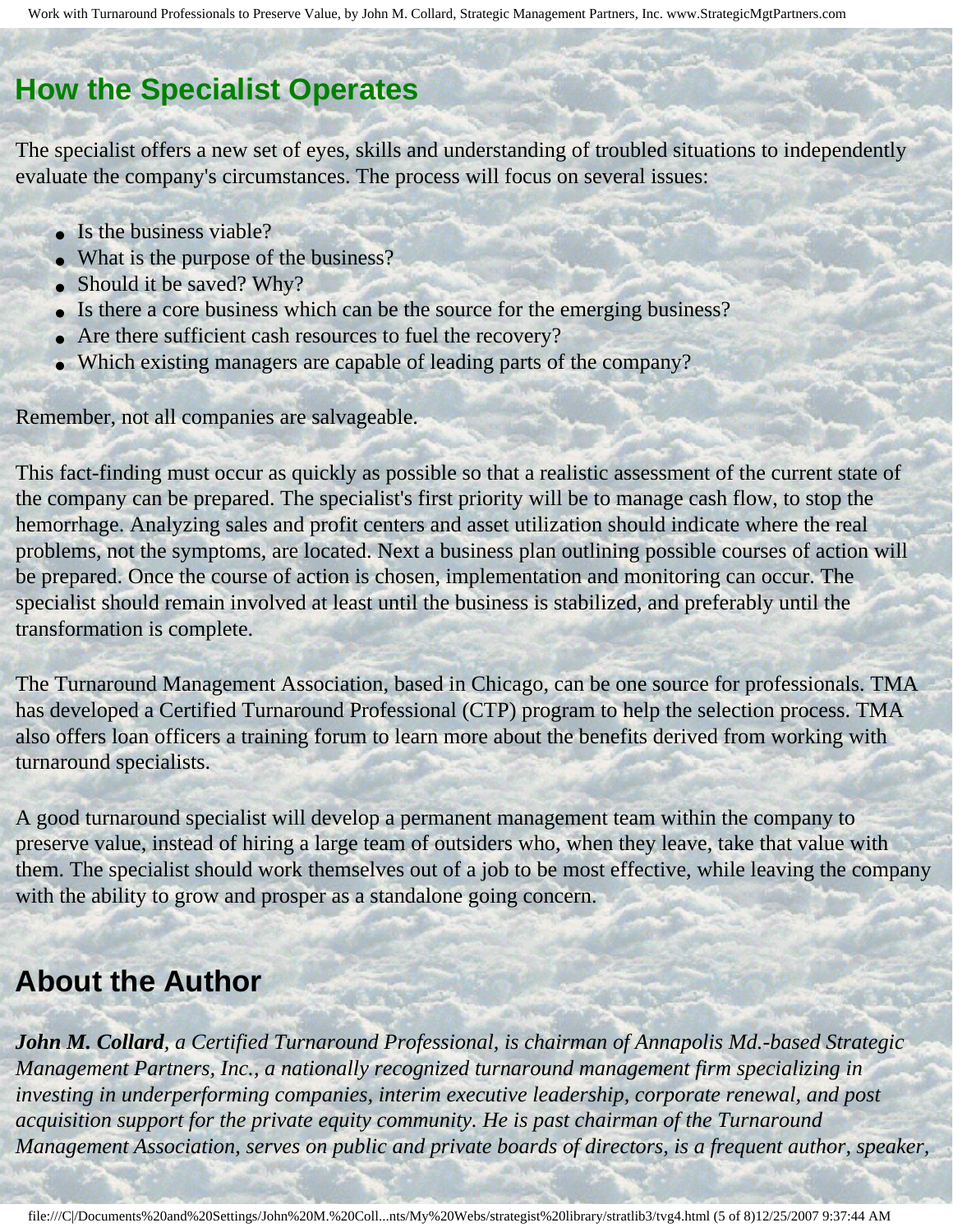## How the Specialist Operates

The specialist offers a new set of eyes, skills and understanding of troubled situations to independently evaluate the company's circumstances. The process will focus on several issues:

- Is the business viable?
- What is the purpose of the business?
- Should it be saved? Why?
- Is there a core business which can be the source for the emerging business?
- Are there sufficient cash resources to fuel the recovery?
- Which existing managers are capable of leading parts of the company?

Remember, not all companies are salvageable.

This fact-finding must occur as quickly as possible so that a realistic assessment of the current state of the company can be prepared. The specialist's first priority will be to manage cash flow, to stop the hemorrhage. Analyzing sales and profit centers and asset utilization should indicate where the real problems, not the symptoms, are located. Next a business plan outlining possible courses of action will be prepared. Once the course of action is chosen, implementation and monitoring can occur. The specialist should remain involved at least until the business is stabilized, and preferably until the transformation is complete.

The Turnaround Management Association, based in Chicago, can be one source for professionals. TMA has developed a Certified Turnaround Professional (CTP) program to help the selection process. TMA also offers loan officers a training forum to learn more about the benefits derived from working with turnaround specialists.

A good turnaround specialist will develop a permanent management team within the company to preserve value, instead of hiring a large team of outsiders who, when they leave, take that value with them. The specialist should work themselves out of a job to be most effective, while leaving the company with the ability to grow and prosper as a standalone going concern.

## About the Author

***John M. Collard****, a Certified Turnaround Professional, is chairman of Annapolis Md.-based Strategic Management Partners, Inc., a nationally recognized turnaround management firm specializing in investing in underperforming companies, interim executive leadership, corporate renewal, and post acquisition support for the private equity community. He is past chairman of the Turnaround Management Association, serves on public and private boards of directors, is a frequent author, speaker,*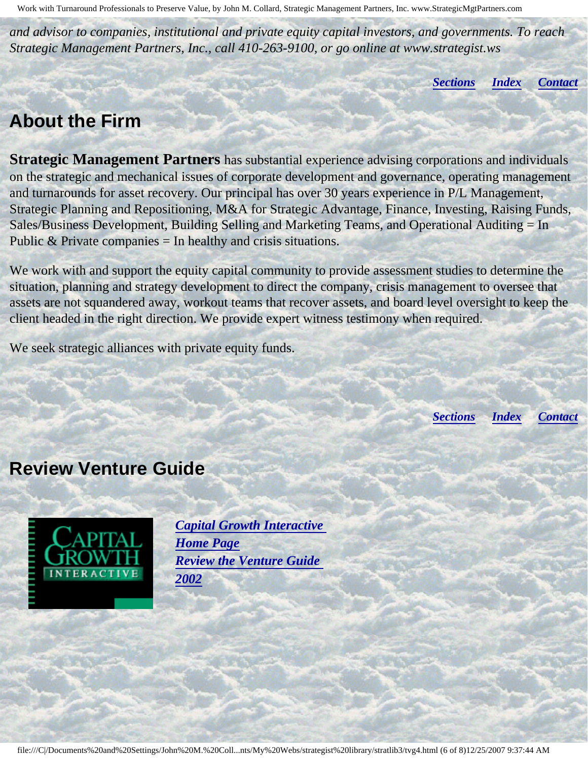*and advisor to companies, institutional and private equity capital investors, and governments. To reach Strategic Management Partners, Inc., call 410-263-9100, or go online at www.strategist.ws*

***Sections*** ***Index*** ***Contact***

## About the Firm

**Strategic Management Partners** has substantial experience advising corporations and individuals on the strategic and mechanical issues of corporate development and governance, operating management and turnarounds for asset recovery. Our principal has over 30 years experience in P/L Management, Strategic Planning and Repositioning, M&A for Strategic Advantage, Finance, Investing, Raising Funds, Sales/Business Development, Building Selling and Marketing Teams, and Operational Auditing = In Public & Private companies = In healthy and crisis situations.

We work with and support the equity capital community to provide assessment studies to determine the situation, planning and strategy development to direct the company, crisis management to oversee that assets are not squandered away, workout teams that recover assets, and board level oversight to keep the client headed in the right direction. We provide expert witness testimony when required.

We seek strategic alliances with private equity funds.

***Sections*** ***Index*** ***Contact***

## Review Venture Guide

CAPITAL GROWTH INTERACTIVE

***Capital Growth Interactive Home Page***
***Review the Venture Guide 2002***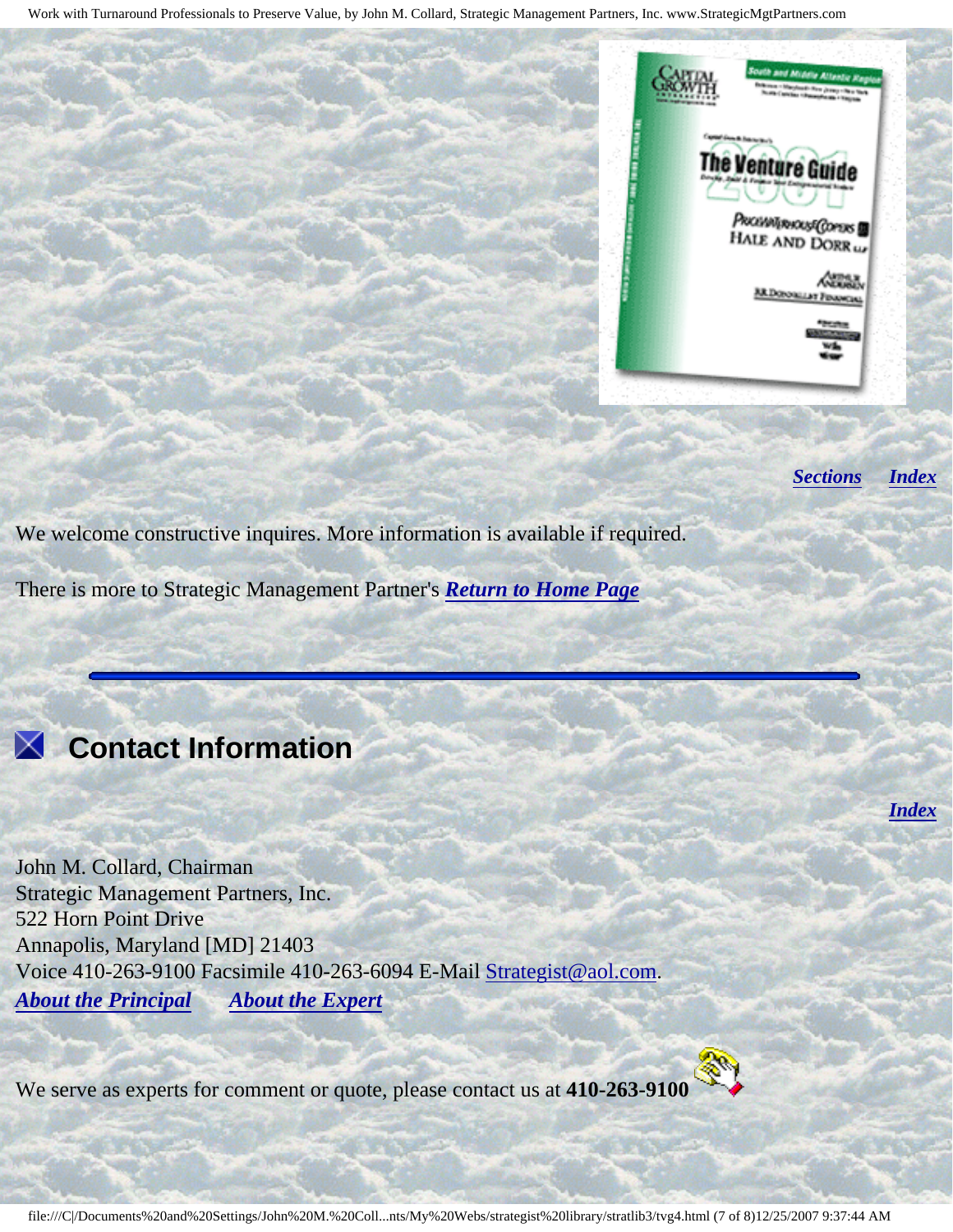*Sections* *Index*

We welcome constructive inquires. More information is available if required.

There is more to Strategic Management Partner's ***Return to Home Page***

## Contact Information

*Index*

John M. Collard, Chairman
Strategic Management Partners, Inc.
522 Horn Point Drive
Annapolis, Maryland [MD] 21403
Voice 410-263-9100 Facsimile 410-263-6094 E-Mail Strategist@aol.com.
***About the Principal*** ***About the Expert***

We serve as experts for comment or quote, please contact us at **410-263-9100**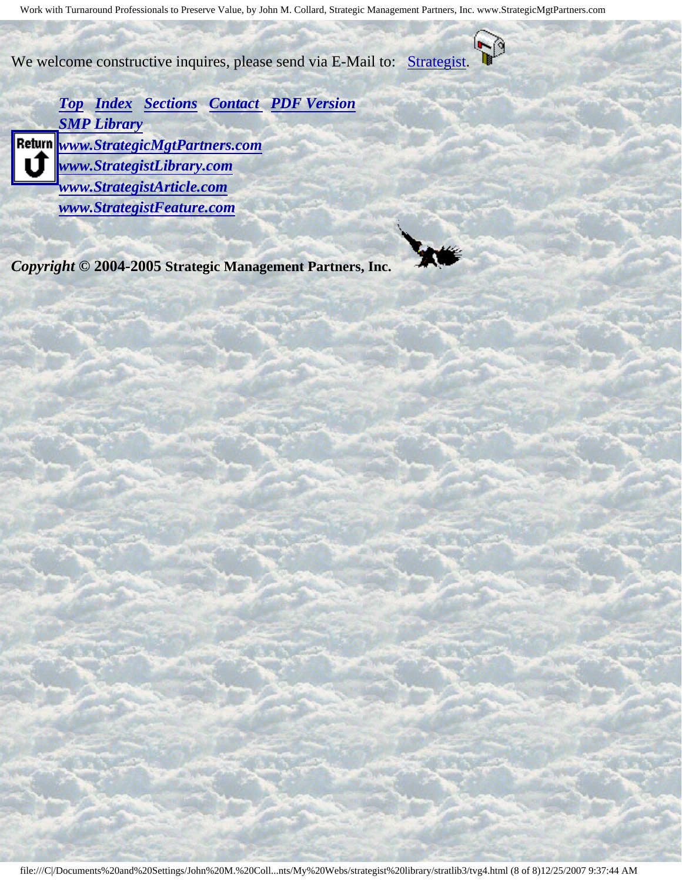We welcome constructive inquires, please send via E-Mail to: [Strategist](mailto:Strategist).

***[Top](#) [Index](#) [Sections](#) [Contact](#) [PDF Version](#)***
***[SMP Library](#)***
***[www.StrategicMgtPartners.com](http://www.StrategicMgtPartners.com)***
***[www.StrategistLibrary.com](http://www.StrategistLibrary.com)***
***[www.StrategistArticle.com](http://www.StrategistArticle.com)***
***[www.StrategistFeature.com](http://www.StrategistFeature.com)***

***Copyright*** **© 2004-2005 Strategic Management Partners, Inc.**